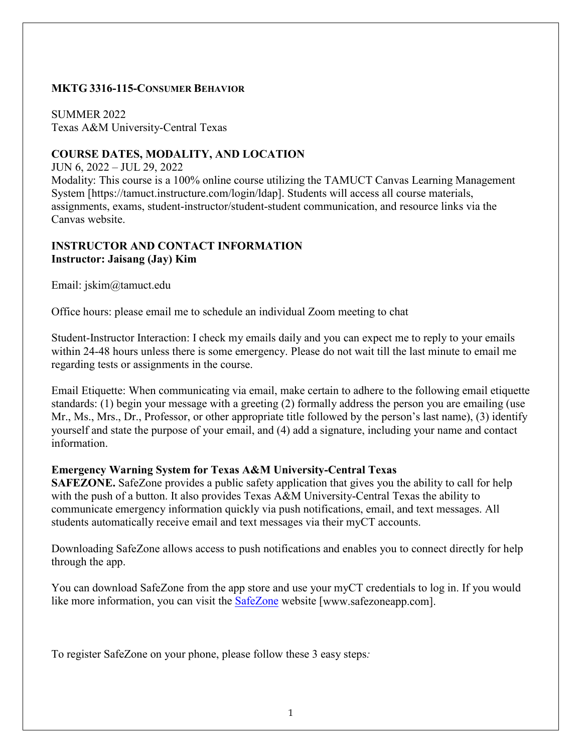# MKTG 3316-115-CONSUMER BEHAVIOR

SUMMER 2022
Texas A&M University-Central Texas

## COURSE DATES, MODALITY, AND LOCATION

JUN 6, 2022 – JUL 29, 2022
Modality: This course is a 100% online course utilizing the TAMUCT Canvas Learning Management System [https://tamuct.instructure.com/login/ldap]. Students will access all course materials, assignments, exams, student-instructor/student-student communication, and resource links via the Canvas website.

## INSTRUCTOR AND CONTACT INFORMATION

**Instructor: Jaisang (Jay) Kim**

Email: jskim@tamuct.edu

Office hours: please email me to schedule an individual Zoom meeting to chat

Student-Instructor Interaction: I check my emails daily and you can expect me to reply to your emails within 24-48 hours unless there is some emergency. Please do not wait till the last minute to email me regarding tests or assignments in the course.

Email Etiquette: When communicating via email, make certain to adhere to the following email etiquette standards: (1) begin your message with a greeting (2) formally address the person you are emailing (use Mr., Ms., Mrs., Dr., Professor, or other appropriate title followed by the person's last name), (3) identify yourself and state the purpose of your email, and (4) add a signature, including your name and contact information.

### Emergency Warning System for Texas A&M University-Central Texas

**SAFEZONE.** SafeZone provides a public safety application that gives you the ability to call for help with the push of a button. It also provides Texas A&M University-Central Texas the ability to communicate emergency information quickly via push notifications, email, and text messages. All students automatically receive email and text messages via their myCT accounts.

Downloading SafeZone allows access to push notifications and enables you to connect directly for help through the app.

You can download SafeZone from the app store and use your myCT credentials to log in. If you would like more information, you can visit the SafeZone website [www.safezoneapp.com].

To register SafeZone on your phone, please follow these 3 easy steps*:*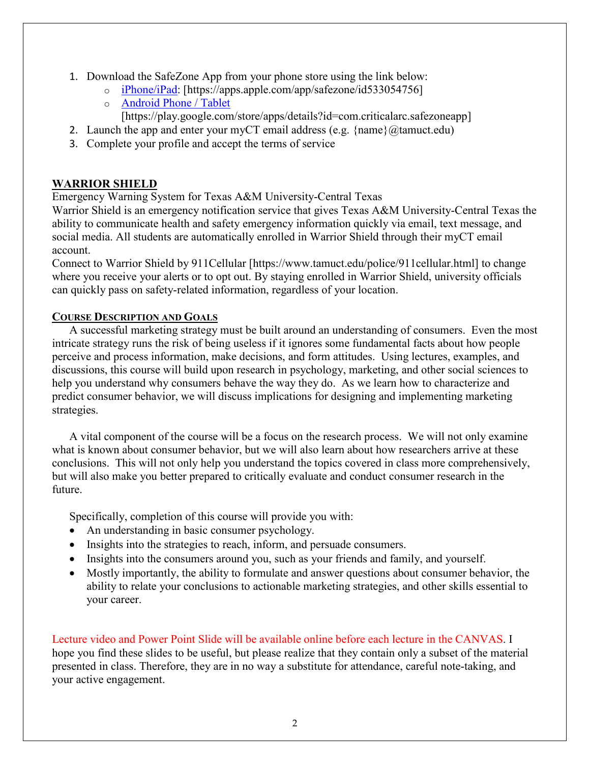1. Download the SafeZone App from your phone store using the link below:
   - iPhone/iPad: [https://apps.apple.com/app/safezone/id533054756]
   - Android Phone / Tablet [https://play.google.com/store/apps/details?id=com.criticalarc.safezoneapp]
2. Launch the app and enter your myCT email address (e.g. {name}@tamuct.edu)
3. Complete your profile and accept the terms of service

## WARRIOR SHIELD

Emergency Warning System for Texas A&M University-Central Texas
Warrior Shield is an emergency notification service that gives Texas A&M University-Central Texas the ability to communicate health and safety emergency information quickly via email, text message, and social media. All students are automatically enrolled in Warrior Shield through their myCT email account.
Connect to Warrior Shield by 911Cellular [https://www.tamuct.edu/police/911cellular.html] to change where you receive your alerts or to opt out. By staying enrolled in Warrior Shield, university officials can quickly pass on safety-related information, regardless of your location.

## COURSE DESCRIPTION AND GOALS

A successful marketing strategy must be built around an understanding of consumers. Even the most intricate strategy runs the risk of being useless if it ignores some fundamental facts about how people perceive and process information, make decisions, and form attitudes. Using lectures, examples, and discussions, this course will build upon research in psychology, marketing, and other social sciences to help you understand why consumers behave the way they do. As we learn how to characterize and predict consumer behavior, we will discuss implications for designing and implementing marketing strategies.

A vital component of the course will be a focus on the research process. We will not only examine what is known about consumer behavior, but we will also learn about how researchers arrive at these conclusions. This will not only help you understand the topics covered in class more comprehensively, but will also make you better prepared to critically evaluate and conduct consumer research in the future.

Specifically, completion of this course will provide you with:

- An understanding in basic consumer psychology.
- Insights into the strategies to reach, inform, and persuade consumers.
- Insights into the consumers around you, such as your friends and family, and yourself.
- Mostly importantly, the ability to formulate and answer questions about consumer behavior, the ability to relate your conclusions to actionable marketing strategies, and other skills essential to your career.

Lecture video and Power Point Slide will be available online before each lecture in the CANVAS. I hope you find these slides to be useful, but please realize that they contain only a subset of the material presented in class. Therefore, they are in no way a substitute for attendance, careful note-taking, and your active engagement.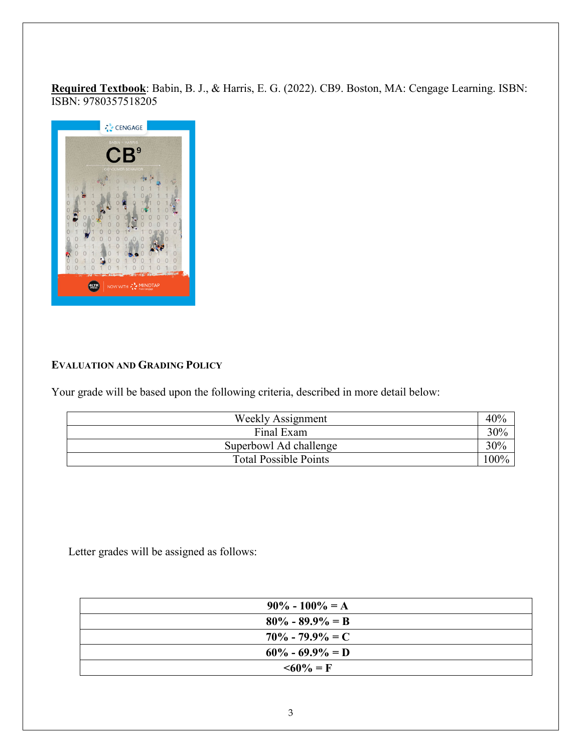**Required Textbook**: Babin, B. J., & Harris, E. G. (2022). CB9. Boston, MA: Cengage Learning. ISBN: ISBN: 9780357518205

**EVALUATION AND GRADING POLICY**

Your grade will be based upon the following criteria, described in more detail below:

| Component | Weight |
|---|---|
| Weekly Assignment | 40% |
| Final Exam | 30% |
| Superbowl Ad challenge | 30% |
| Total Possible Points | 100% |

Letter grades will be assigned as follows:

| Grade Scale |
|---|
| **90% - 100% = A** |
| **80% - 89.9% = B** |
| **70% - 79.9% = C** |
| **60% - 69.9% = D** |
| **<60% = F** |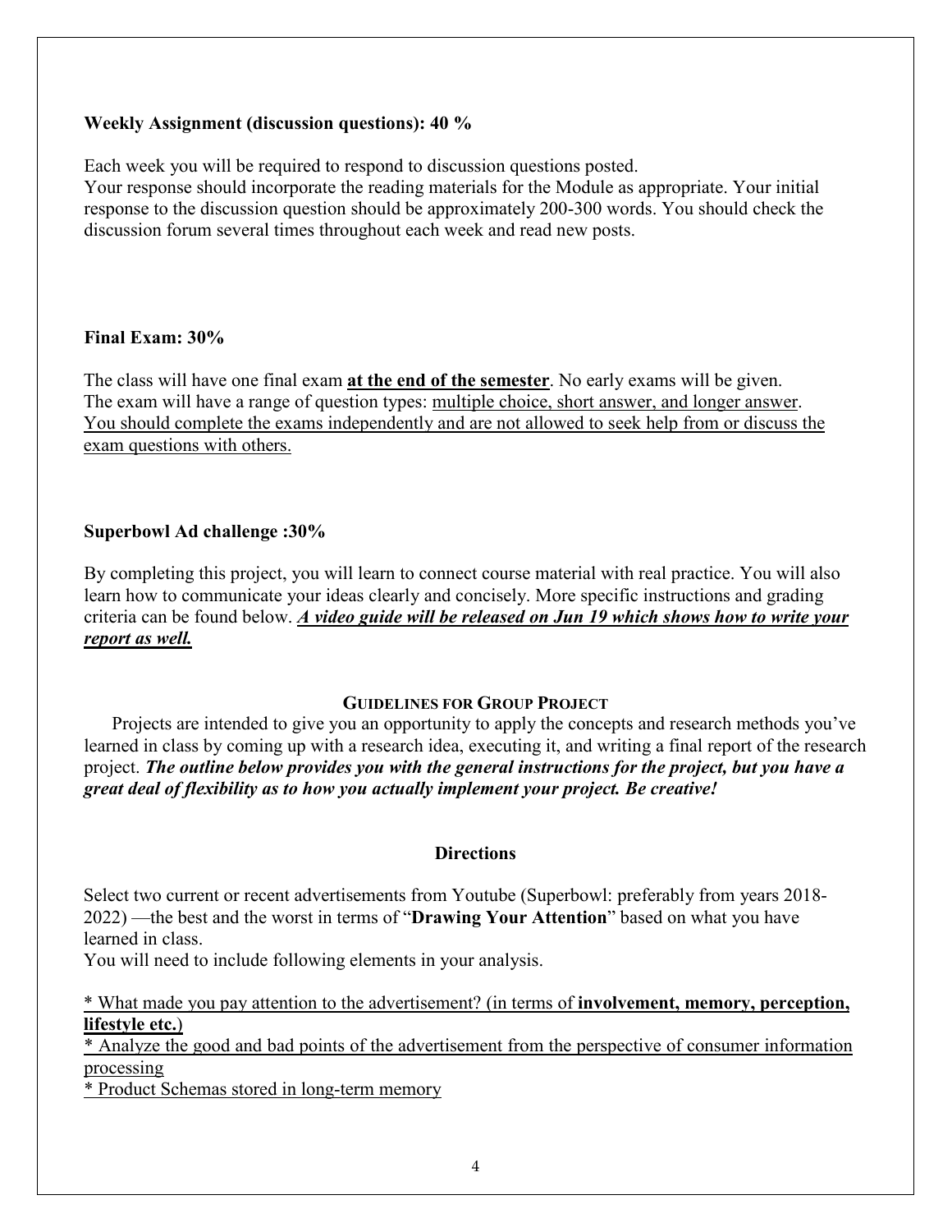**Weekly Assignment (discussion questions): 40 %**

Each week you will be required to respond to discussion questions posted.
Your response should incorporate the reading materials for the Module as appropriate. Your initial response to the discussion question should be approximately 200-300 words. You should check the discussion forum several times throughout each week and read new posts.

**Final Exam: 30%**

The class will have one final exam **at the end of the semester**. No early exams will be given. The exam will have a range of question types: multiple choice, short answer, and longer answer. You should complete the exams independently and are not allowed to seek help from or discuss the exam questions with others.

**Superbowl Ad challenge :30%**

By completing this project, you will learn to connect course material with real practice. You will also learn how to communicate your ideas clearly and concisely. More specific instructions and grading criteria can be found below. ***A video guide will be released on Jun 19 which shows how to write your report as well.***

## GUIDELINES FOR GROUP PROJECT

Projects are intended to give you an opportunity to apply the concepts and research methods you've learned in class by coming up with a research idea, executing it, and writing a final report of the research project. ***The outline below provides you with the general instructions for the project, but you have a great deal of flexibility as to how you actually implement your project. Be creative!***

### Directions

Select two current or recent advertisements from Youtube (Superbowl: preferably from years 2018-2022) —the best and the worst in terms of "**Drawing Your Attention**" based on what you have learned in class.
You will need to include following elements in your analysis.

* What made you pay attention to the advertisement? (in terms of **involvement, memory, perception, lifestyle etc.**)
* Analyze the good and bad points of the advertisement from the perspective of consumer information processing
* Product Schemas stored in long-term memory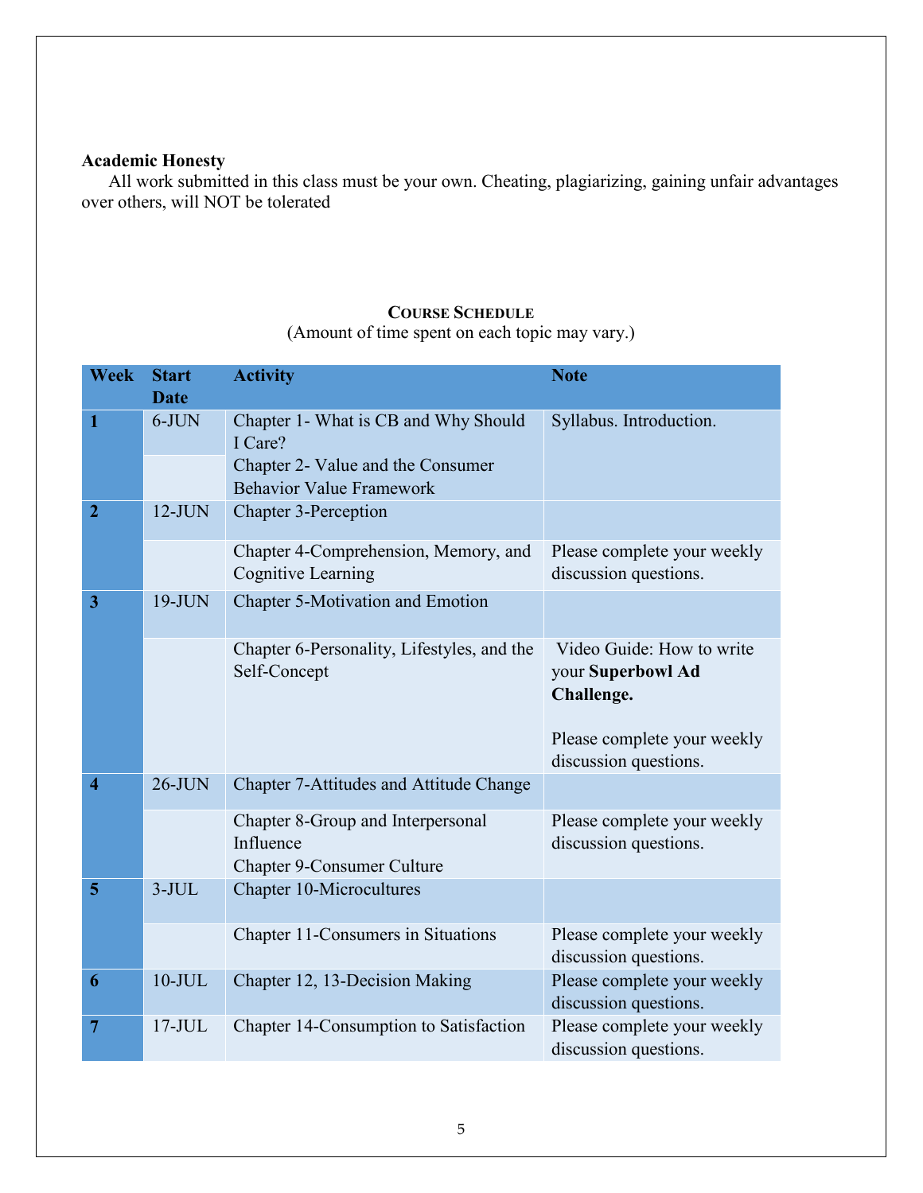**Academic Honesty**

All work submitted in this class must be your own. Cheating, plagiarizing, gaining unfair advantages over others, will NOT be tolerated

## Course Schedule

(Amount of time spent on each topic may vary.)

| Week | Start Date | Activity | Note |
|---|---|---|---|
| **1** | 6-JUN | Chapter 1- What is CB and Why Should I Care? | Syllabus. Introduction. |
| | | Chapter 2- Value and the Consumer Behavior Value Framework | |
| **2** | 12-JUN | Chapter 3-Perception | |
| | | Chapter 4-Comprehension, Memory, and Cognitive Learning | Please complete your weekly discussion questions. |
| **3** | 19-JUN | Chapter 5-Motivation and Emotion | |
| | | Chapter 6-Personality, Lifestyles, and the Self-Concept | Video Guide: How to write your **Superbowl Ad Challenge.** Please complete your weekly discussion questions. |
| **4** | 26-JUN | Chapter 7-Attitudes and Attitude Change | |
| | | Chapter 8-Group and Interpersonal Influence Chapter 9-Consumer Culture | Please complete your weekly discussion questions. |
| **5** | 3-JUL | Chapter 10-Microcultures | |
| | | Chapter 11-Consumers in Situations | Please complete your weekly discussion questions. |
| **6** | 10-JUL | Chapter 12, 13-Decision Making | Please complete your weekly discussion questions. |
| **7** | 17-JUL | Chapter 14-Consumption to Satisfaction | Please complete your weekly discussion questions. |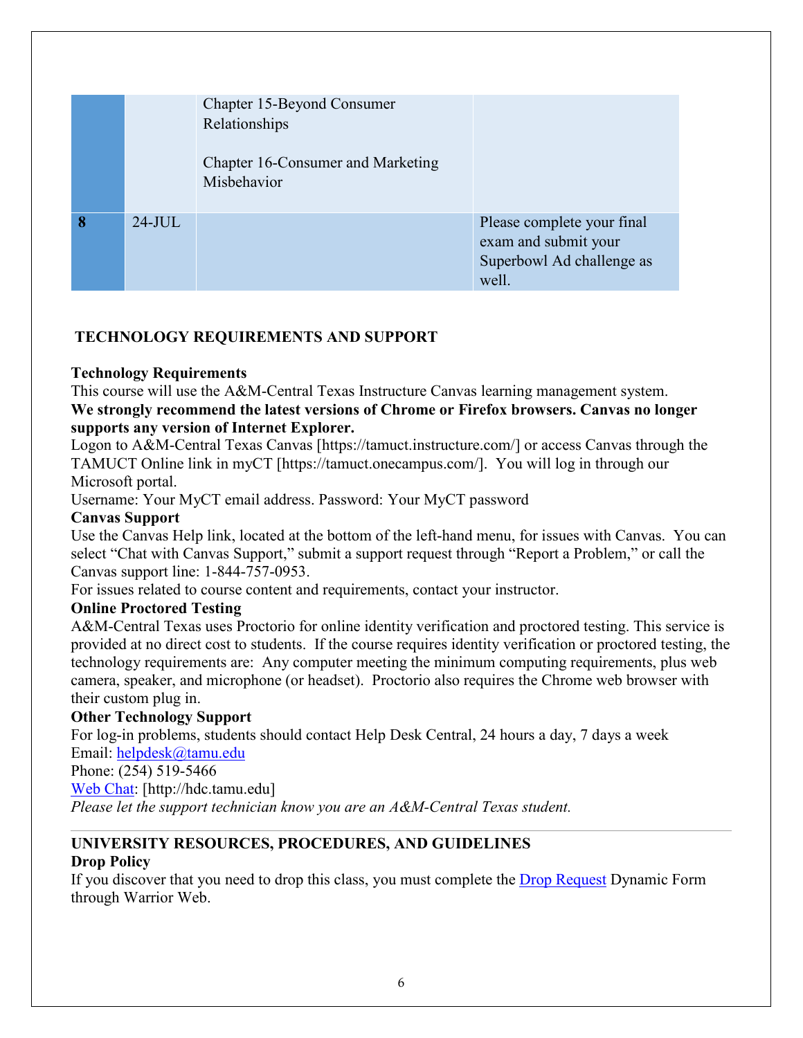| | | | |
|---|---|---|---|
| | | Chapter 15-Beyond Consumer Relationships<br><br>Chapter 16-Consumer and Marketing Misbehavior | |
| **8** | 24-JUL | | Please complete your final exam and submit your Superbowl Ad challenge as well. |

## TECHNOLOGY REQUIREMENTS AND SUPPORT

**Technology Requirements**
This course will use the A&M-Central Texas Instructure Canvas learning management system.
**We strongly recommend the latest versions of Chrome or Firefox browsers. Canvas no longer supports any version of Internet Explorer.**
Logon to A&M-Central Texas Canvas [https://tamuct.instructure.com/] or access Canvas through the TAMUCT Online link in myCT [https://tamuct.onecampus.com/]. You will log in through our Microsoft portal.
Username: Your MyCT email address. Password: Your MyCT password

**Canvas Support**
Use the Canvas Help link, located at the bottom of the left-hand menu, for issues with Canvas. You can select "Chat with Canvas Support," submit a support request through "Report a Problem," or call the Canvas support line: 1-844-757-0953.
For issues related to course content and requirements, contact your instructor.

**Online Proctored Testing**
A&M-Central Texas uses Proctorio for online identity verification and proctored testing. This service is provided at no direct cost to students. If the course requires identity verification or proctored testing, the technology requirements are: Any computer meeting the minimum computing requirements, plus web camera, speaker, and microphone (or headset). Proctorio also requires the Chrome web browser with their custom plug in.

**Other Technology Support**
For log-in problems, students should contact Help Desk Central, 24 hours a day, 7 days a week
Email: helpdesk@tamu.edu
Phone: (254) 519-5466
Web Chat: [http://hdc.tamu.edu]
*Please let the support technician know you are an A&M-Central Texas student.*

---

## UNIVERSITY RESOURCES, PROCEDURES, AND GUIDELINES

**Drop Policy**
If you discover that you need to drop this class, you must complete the Drop Request Dynamic Form through Warrior Web.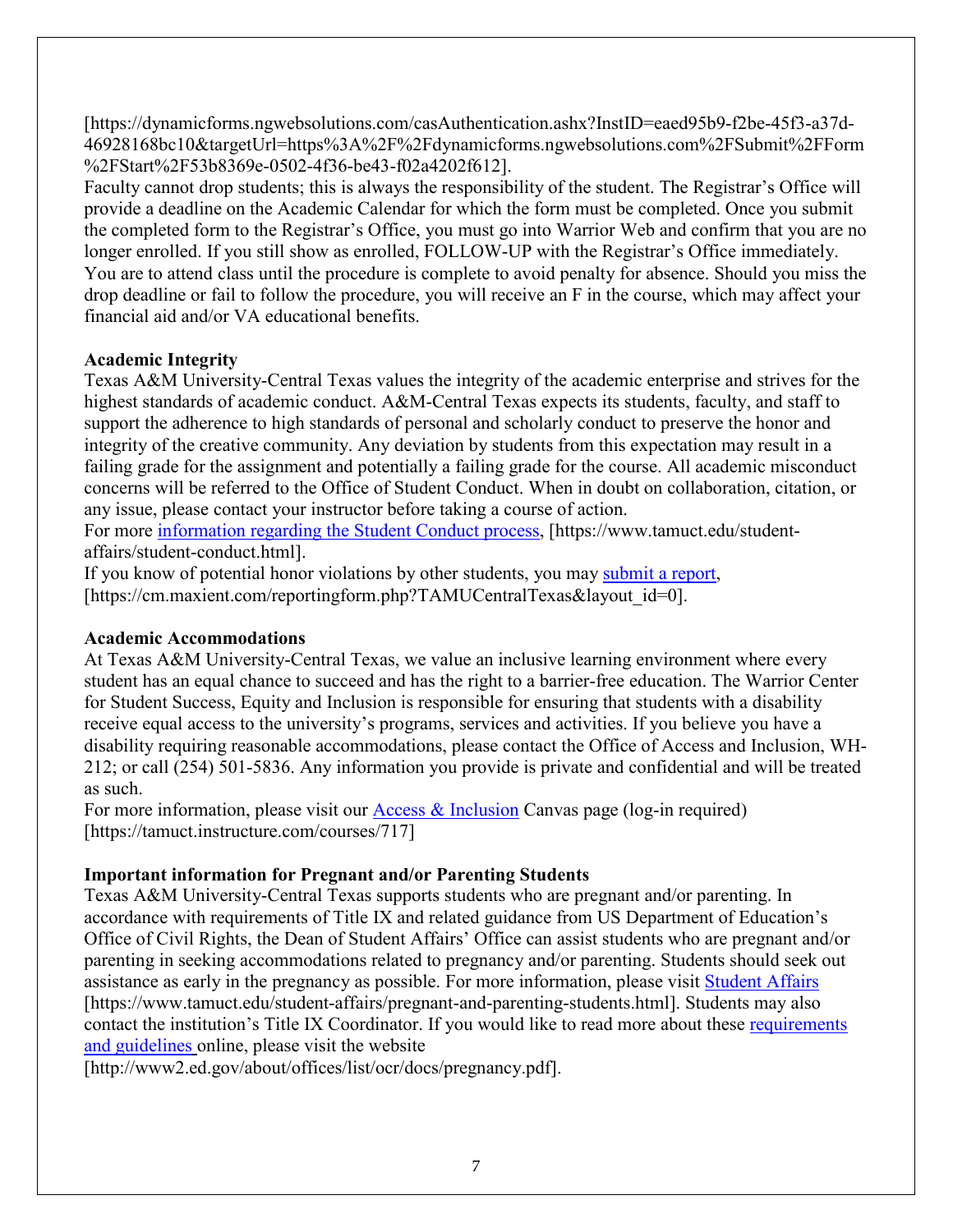[https://dynamicforms.ngwebsolutions.com/casAuthentication.ashx?InstID=eaed95b9-f2be-45f3-a37d-46928168bc10&targetUrl=https%3A%2F%2Fdynamicforms.ngwebsolutions.com%2FSubmit%2FForm%2FStart%2F53b8369e-0502-4f36-be43-f02a4202f612].

Faculty cannot drop students; this is always the responsibility of the student. The Registrar's Office will provide a deadline on the Academic Calendar for which the form must be completed. Once you submit the completed form to the Registrar's Office, you must go into Warrior Web and confirm that you are no longer enrolled. If you still show as enrolled, FOLLOW-UP with the Registrar's Office immediately. You are to attend class until the procedure is complete to avoid penalty for absence. Should you miss the drop deadline or fail to follow the procedure, you will receive an F in the course, which may affect your financial aid and/or VA educational benefits.

**Academic Integrity**

Texas A&M University-Central Texas values the integrity of the academic enterprise and strives for the highest standards of academic conduct. A&M-Central Texas expects its students, faculty, and staff to support the adherence to high standards of personal and scholarly conduct to preserve the honor and integrity of the creative community. Any deviation by students from this expectation may result in a failing grade for the assignment and potentially a failing grade for the course. All academic misconduct concerns will be referred to the Office of Student Conduct. When in doubt on collaboration, citation, or any issue, please contact your instructor before taking a course of action.

For more information regarding the Student Conduct process, [https://www.tamuct.edu/student-affairs/student-conduct.html].

If you know of potential honor violations by other students, you may submit a report, [https://cm.maxient.com/reportingform.php?TAMUCentralTexas&layout_id=0].

**Academic Accommodations**

At Texas A&M University-Central Texas, we value an inclusive learning environment where every student has an equal chance to succeed and has the right to a barrier-free education. The Warrior Center for Student Success, Equity and Inclusion is responsible for ensuring that students with a disability receive equal access to the university's programs, services and activities. If you believe you have a disability requiring reasonable accommodations, please contact the Office of Access and Inclusion, WH-212; or call (254) 501-5836. Any information you provide is private and confidential and will be treated as such.

For more information, please visit our Access & Inclusion Canvas page (log-in required) [https://tamuct.instructure.com/courses/717]

**Important information for Pregnant and/or Parenting Students**

Texas A&M University-Central Texas supports students who are pregnant and/or parenting. In accordance with requirements of Title IX and related guidance from US Department of Education's Office of Civil Rights, the Dean of Student Affairs' Office can assist students who are pregnant and/or parenting in seeking accommodations related to pregnancy and/or parenting. Students should seek out assistance as early in the pregnancy as possible. For more information, please visit Student Affairs [https://www.tamuct.edu/student-affairs/pregnant-and-parenting-students.html]. Students may also contact the institution's Title IX Coordinator. If you would like to read more about these requirements and guidelines online, please visit the website [http://www2.ed.gov/about/offices/list/ocr/docs/pregnancy.pdf].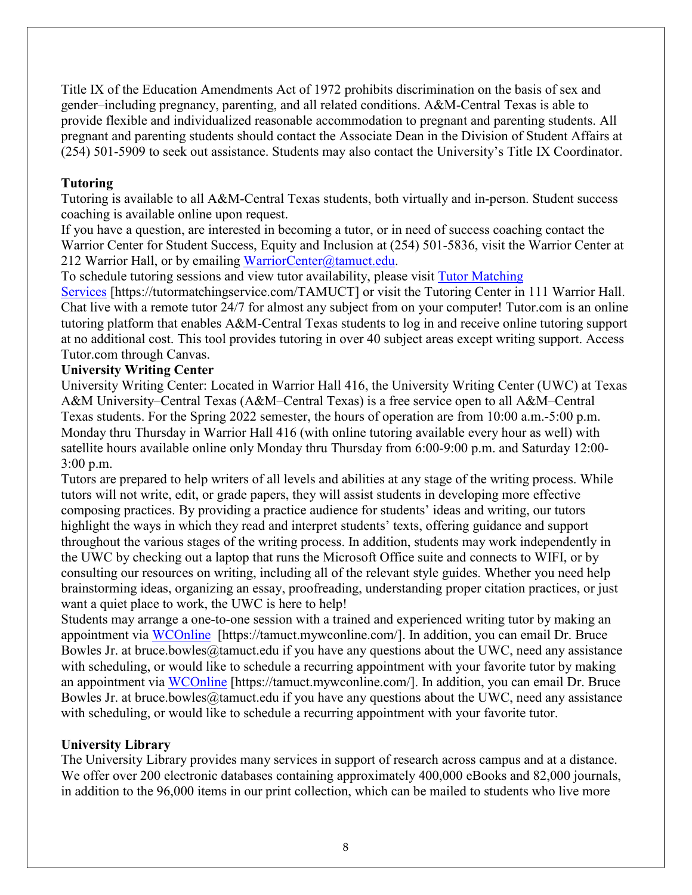Title IX of the Education Amendments Act of 1972 prohibits discrimination on the basis of sex and gender–including pregnancy, parenting, and all related conditions. A&M-Central Texas is able to provide flexible and individualized reasonable accommodation to pregnant and parenting students. All pregnant and parenting students should contact the Associate Dean in the Division of Student Affairs at (254) 501-5909 to seek out assistance. Students may also contact the University's Title IX Coordinator.

**Tutoring**

Tutoring is available to all A&M-Central Texas students, both virtually and in-person. Student success coaching is available online upon request.

If you have a question, are interested in becoming a tutor, or in need of success coaching contact the Warrior Center for Student Success, Equity and Inclusion at (254) 501-5836, visit the Warrior Center at 212 Warrior Hall, or by emailing [WarriorCenter@tamuct.edu](mailto:WarriorCenter@tamuct.edu).

To schedule tutoring sessions and view tutor availability, please visit [Tutor Matching Services](https://tutormatchingservice.com/TAMUCT) [https://tutormatchingservice.com/TAMUCT] or visit the Tutoring Center in 111 Warrior Hall. Chat live with a remote tutor 24/7 for almost any subject from on your computer! Tutor.com is an online tutoring platform that enables A&M-Central Texas students to log in and receive online tutoring support at no additional cost. This tool provides tutoring in over 40 subject areas except writing support. Access Tutor.com through Canvas.

**University Writing Center**

University Writing Center: Located in Warrior Hall 416, the University Writing Center (UWC) at Texas A&M University–Central Texas (A&M–Central Texas) is a free service open to all A&M–Central Texas students. For the Spring 2022 semester, the hours of operation are from 10:00 a.m.-5:00 p.m. Monday thru Thursday in Warrior Hall 416 (with online tutoring available every hour as well) with satellite hours available online only Monday thru Thursday from 6:00-9:00 p.m. and Saturday 12:00-3:00 p.m.

Tutors are prepared to help writers of all levels and abilities at any stage of the writing process. While tutors will not write, edit, or grade papers, they will assist students in developing more effective composing practices. By providing a practice audience for students' ideas and writing, our tutors highlight the ways in which they read and interpret students' texts, offering guidance and support throughout the various stages of the writing process. In addition, students may work independently in the UWC by checking out a laptop that runs the Microsoft Office suite and connects to WIFI, or by consulting our resources on writing, including all of the relevant style guides. Whether you need help brainstorming ideas, organizing an essay, proofreading, understanding proper citation practices, or just want a quiet place to work, the UWC is here to help!

Students may arrange a one-to-one session with a trained and experienced writing tutor by making an appointment via [WCOnline](https://tamuct.mywconline.com/) [https://tamuct.mywconline.com/]. In addition, you can email Dr. Bruce Bowles Jr. at bruce.bowles@tamuct.edu if you have any questions about the UWC, need any assistance with scheduling, or would like to schedule a recurring appointment with your favorite tutor by making an appointment via [WCOnline](https://tamuct.mywconline.com/) [https://tamuct.mywconline.com/]. In addition, you can email Dr. Bruce Bowles Jr. at bruce.bowles@tamuct.edu if you have any questions about the UWC, need any assistance with scheduling, or would like to schedule a recurring appointment with your favorite tutor.

**University Library**

The University Library provides many services in support of research across campus and at a distance. We offer over 200 electronic databases containing approximately 400,000 eBooks and 82,000 journals, in addition to the 96,000 items in our print collection, which can be mailed to students who live more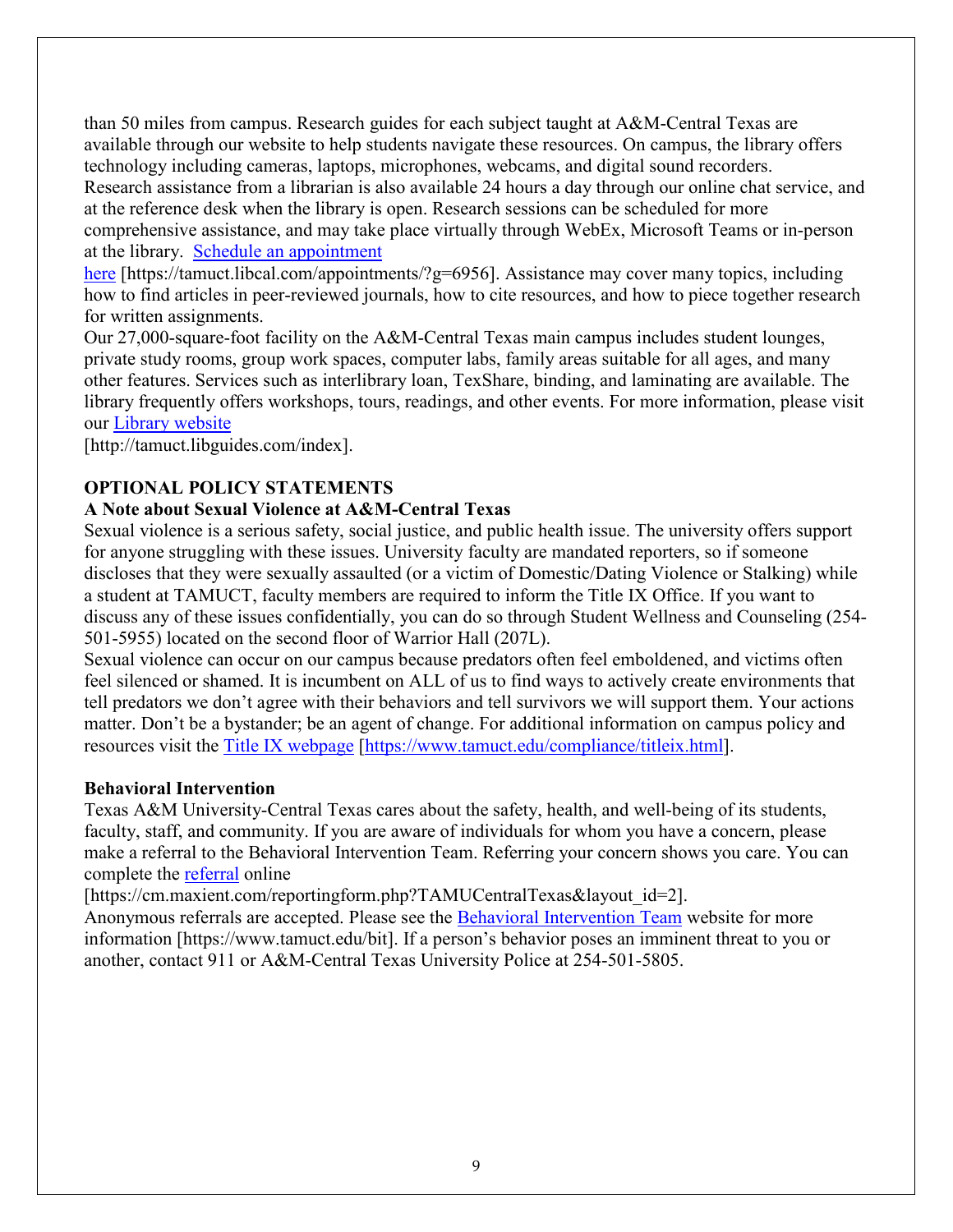than 50 miles from campus. Research guides for each subject taught at A&M-Central Texas are available through our website to help students navigate these resources. On campus, the library offers technology including cameras, laptops, microphones, webcams, and digital sound recorders.
Research assistance from a librarian is also available 24 hours a day through our online chat service, and at the reference desk when the library is open. Research sessions can be scheduled for more comprehensive assistance, and may take place virtually through WebEx, Microsoft Teams or in-person at the library. Schedule an appointment here [https://tamuct.libcal.com/appointments/?g=6956]. Assistance may cover many topics, including how to find articles in peer-reviewed journals, how to cite resources, and how to piece together research for written assignments.
Our 27,000-square-foot facility on the A&M-Central Texas main campus includes student lounges, private study rooms, group work spaces, computer labs, family areas suitable for all ages, and many other features. Services such as interlibrary loan, TexShare, binding, and laminating are available. The library frequently offers workshops, tours, readings, and other events. For more information, please visit our Library website [http://tamuct.libguides.com/index].

## OPTIONAL POLICY STATEMENTS

### A Note about Sexual Violence at A&M-Central Texas

Sexual violence is a serious safety, social justice, and public health issue. The university offers support for anyone struggling with these issues. University faculty are mandated reporters, so if someone discloses that they were sexually assaulted (or a victim of Domestic/Dating Violence or Stalking) while a student at TAMUCT, faculty members are required to inform the Title IX Office. If you want to discuss any of these issues confidentially, you can do so through Student Wellness and Counseling (254-501-5955) located on the second floor of Warrior Hall (207L).
Sexual violence can occur on our campus because predators often feel emboldened, and victims often feel silenced or shamed. It is incumbent on ALL of us to find ways to actively create environments that tell predators we don't agree with their behaviors and tell survivors we will support them. Your actions matter. Don't be a bystander; be an agent of change. For additional information on campus policy and resources visit the Title IX webpage [https://www.tamuct.edu/compliance/titleix.html].

### Behavioral Intervention

Texas A&M University-Central Texas cares about the safety, health, and well-being of its students, faculty, staff, and community. If you are aware of individuals for whom you have a concern, please make a referral to the Behavioral Intervention Team. Referring your concern shows you care. You can complete the referral online
[https://cm.maxient.com/reportingform.php?TAMUCentralTexas&layout_id=2].
Anonymous referrals are accepted. Please see the Behavioral Intervention Team website for more information [https://www.tamuct.edu/bit]. If a person's behavior poses an imminent threat to you or another, contact 911 or A&M-Central Texas University Police at 254-501-5805.